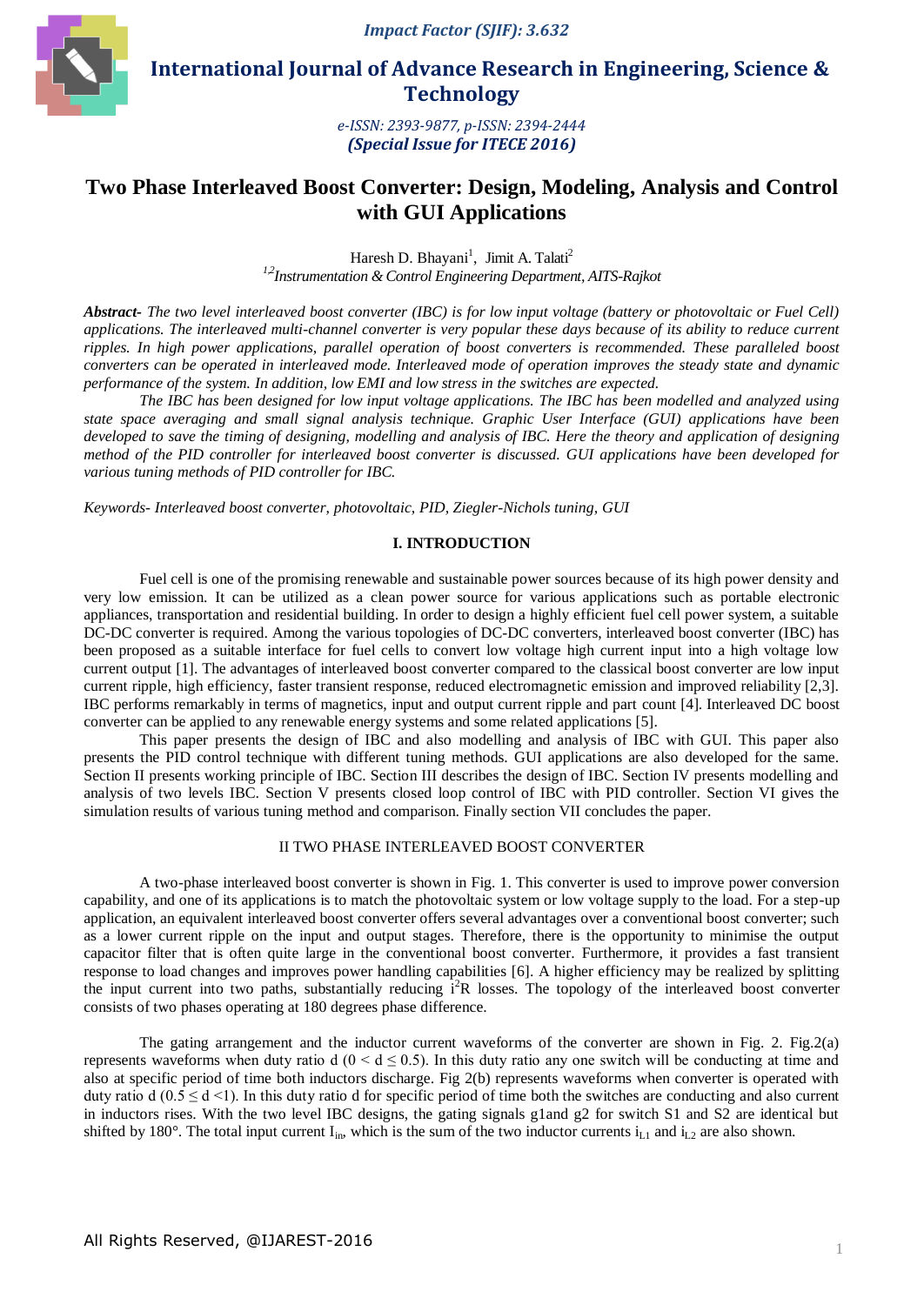# International Journal of Advance Research in Engineering, Science & Technology

*e-ISSN: 2393-9877, p-ISSN: 2394-2444*
***(Special Issue for ITECE 2016)***

# Two Phase Interleaved Boost Converter: Design, Modeling, Analysis and Control with GUI Applications

Haresh D. Bhayani[1], Jimit A. Talati[2]

*[1,2]Instrumentation & Control Engineering Department, AITS-Rajkot*

***Abstract-*** *The two level interleaved boost converter (IBC) is for low input voltage (battery or photovoltaic or Fuel Cell) applications. The interleaved multi-channel converter is very popular these days because of its ability to reduce current ripples. In high power applications, parallel operation of boost converters is recommended. These paralleled boost converters can be operated in interleaved mode. Interleaved mode of operation improves the steady state and dynamic performance of the system. In addition, low EMI and low stress in the switches are expected.*

*The IBC has been designed for low input voltage applications. The IBC has been modelled and analyzed using state space averaging and small signal analysis technique. Graphic User Interface (GUI) applications have been developed to save the timing of designing, modelling and analysis of IBC. Here the theory and application of designing method of the PID controller for interleaved boost converter is discussed. GUI applications have been developed for various tuning methods of PID controller for IBC.*

*Keywords- Interleaved boost converter, photovoltaic, PID, Ziegler-Nichols tuning, GUI*

## I. INTRODUCTION

Fuel cell is one of the promising renewable and sustainable power sources because of its high power density and very low emission. It can be utilized as a clean power source for various applications such as portable electronic appliances, transportation and residential building. In order to design a highly efficient fuel cell power system, a suitable DC-DC converter is required. Among the various topologies of DC-DC converters, interleaved boost converter (IBC) has been proposed as a suitable interface for fuel cells to convert low voltage high current input into a high voltage low current output [1]. The advantages of interleaved boost converter compared to the classical boost converter are low input current ripple, high efficiency, faster transient response, reduced electromagnetic emission and improved reliability [2,3]. IBC performs remarkably in terms of magnetics, input and output current ripple and part count [4]. Interleaved DC boost converter can be applied to any renewable energy systems and some related applications [5].

This paper presents the design of IBC and also modelling and analysis of IBC with GUI. This paper also presents the PID control technique with different tuning methods. GUI applications are also developed for the same. Section II presents working principle of IBC. Section III describes the design of IBC. Section IV presents modelling and analysis of two levels IBC. Section V presents closed loop control of IBC with PID controller. Section VI gives the simulation results of various tuning method and comparison. Finally section VII concludes the paper.

## II TWO PHASE INTERLEAVED BOOST CONVERTER

A two-phase interleaved boost converter is shown in Fig. 1. This converter is used to improve power conversion capability, and one of its applications is to match the photovoltaic system or low voltage supply to the load. For a step-up application, an equivalent interleaved boost converter offers several advantages over a conventional boost converter; such as a lower current ripple on the input and output stages. Therefore, there is the opportunity to minimise the output capacitor filter that is often quite large in the conventional boost converter. Furthermore, it provides a fast transient response to load changes and improves power handling capabilities [6]. A higher efficiency may be realized by splitting the input current into two paths, substantially reducing $i^2R$ losses. The topology of the interleaved boost converter consists of two phases operating at 180 degrees phase difference.

The gating arrangement and the inductor current waveforms of the converter are shown in Fig. 2. Fig.2(a) represents waveforms when duty ratio d ($0 < d \leq 0.5$). In this duty ratio any one switch will be conducting at time and also at specific period of time both inductors discharge. Fig 2(b) represents waveforms when converter is operated with duty ratio d ($0.5 \leq d < 1$). In this duty ratio d for specific period of time both the switches are conducting and also current in inductors rises. With the two level IBC designs, the gating signals g1and g2 for switch S1 and S2 are identical but shifted by 180°. The total input current $I_{in}$, which is the sum of the two inductor currents $i_{L1}$ and $i_{L2}$ are also shown.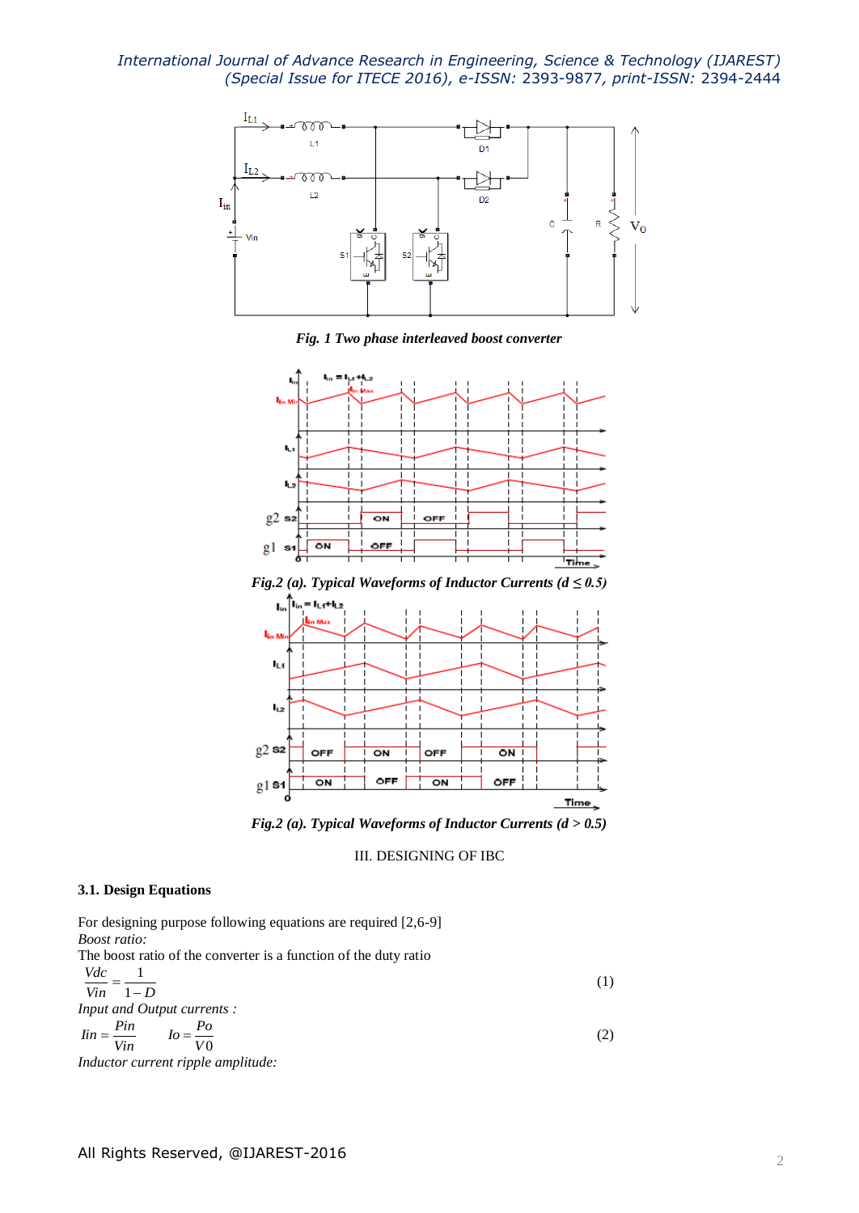*Fig. 1 Two phase interleaved boost converter*

*Fig.2 (a). Typical Waveforms of Inductor Currents (d ≤ 0.5)*

*Fig.2 (a). Typical Waveforms of Inductor Currents (d > 0.5)*

## III. DESIGNING OF IBC

### 3.1. Design Equations

For designing purpose following equations are required [2,6-9]

*Boost ratio:*

The boost ratio of the converter is a function of the duty ratio

$$\frac{Vdc}{Vin} = \frac{1}{1-D} \tag{1}$$

*Input and Output currents :*

$$Iin = \frac{Pin}{Vin} \qquad Io = \frac{Po}{V0} \tag{2}$$

*Inductor current ripple amplitude:*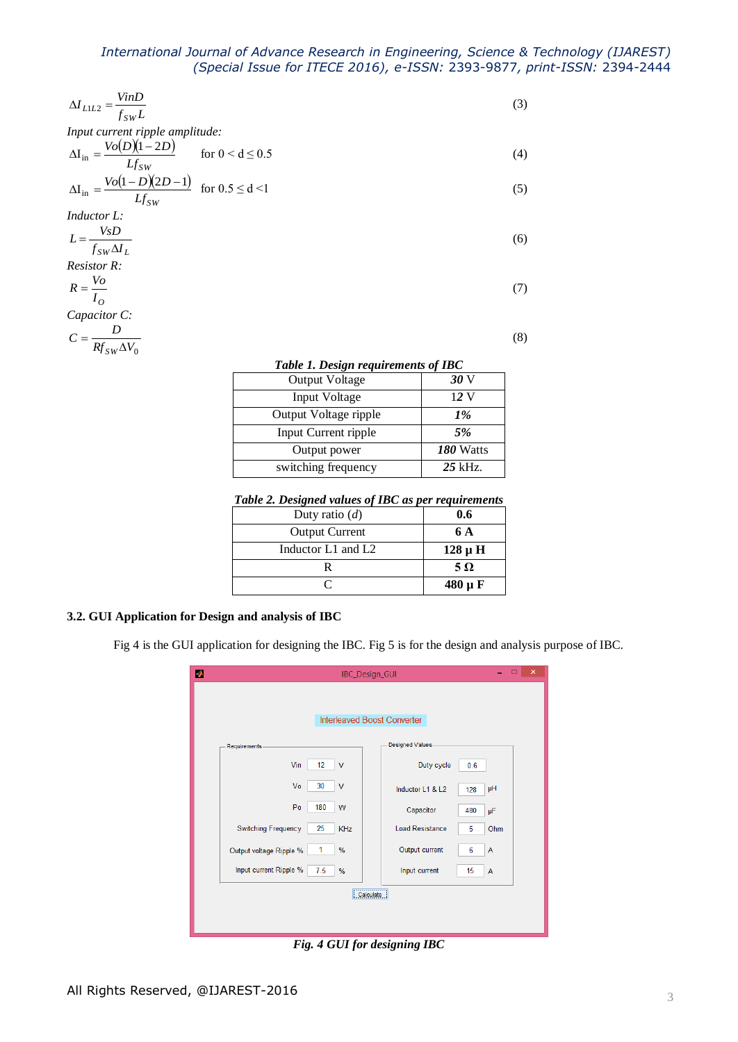$$\Delta I_{L1L2} = \frac{VinD}{f_{SW}L} \tag{3}$$

*Input current ripple amplitude:*

$$\Delta I_{in} = \frac{Vo(D)(1-2D)}{Lf_{SW}} \quad \text{for } 0 < d \leq 0.5 \tag{4}$$

$$\Delta I_{in} = \frac{Vo(1-D)(2D-1)}{Lf_{SW}} \quad \text{for } 0.5 \leq d < 1 \tag{5}$$

*Inductor L:*

$$L = \frac{VsD}{f_{SW}\Delta I_L} \tag{6}$$

*Resistor R:*

$$R = \frac{Vo}{I_O} \tag{7}$$

*Capacitor C:*

$$C = \frac{D}{Rf_{SW}\Delta V_0} \tag{8}$$

***Table 1. Design requirements of IBC***

| Parameter | Value |
|---|---|
| Output Voltage | ***30*** V |
| Input Voltage | 12 V |
| Output Voltage ripple | ***1%*** |
| Input Current ripple | ***5%*** |
| Output power | ***180*** Watts |
| switching frequency | ***25*** kHz. |

***Table 2. Designed values of IBC as per requirements***

| Parameter | Value |
|---|---|
| Duty ratio (*d*) | **0.6** |
| Output Current | **6 A** |
| Inductor L1 and L2 | **128 µ H** |
| R | **5 Ω** |
| C | **480 µ F** |

### 3.2. GUI Application for Design and analysis of IBC

Fig 4 is the GUI application for designing the IBC. Fig 5 is for the design and analysis purpose of IBC.

***Fig. 4 GUI for designing IBC***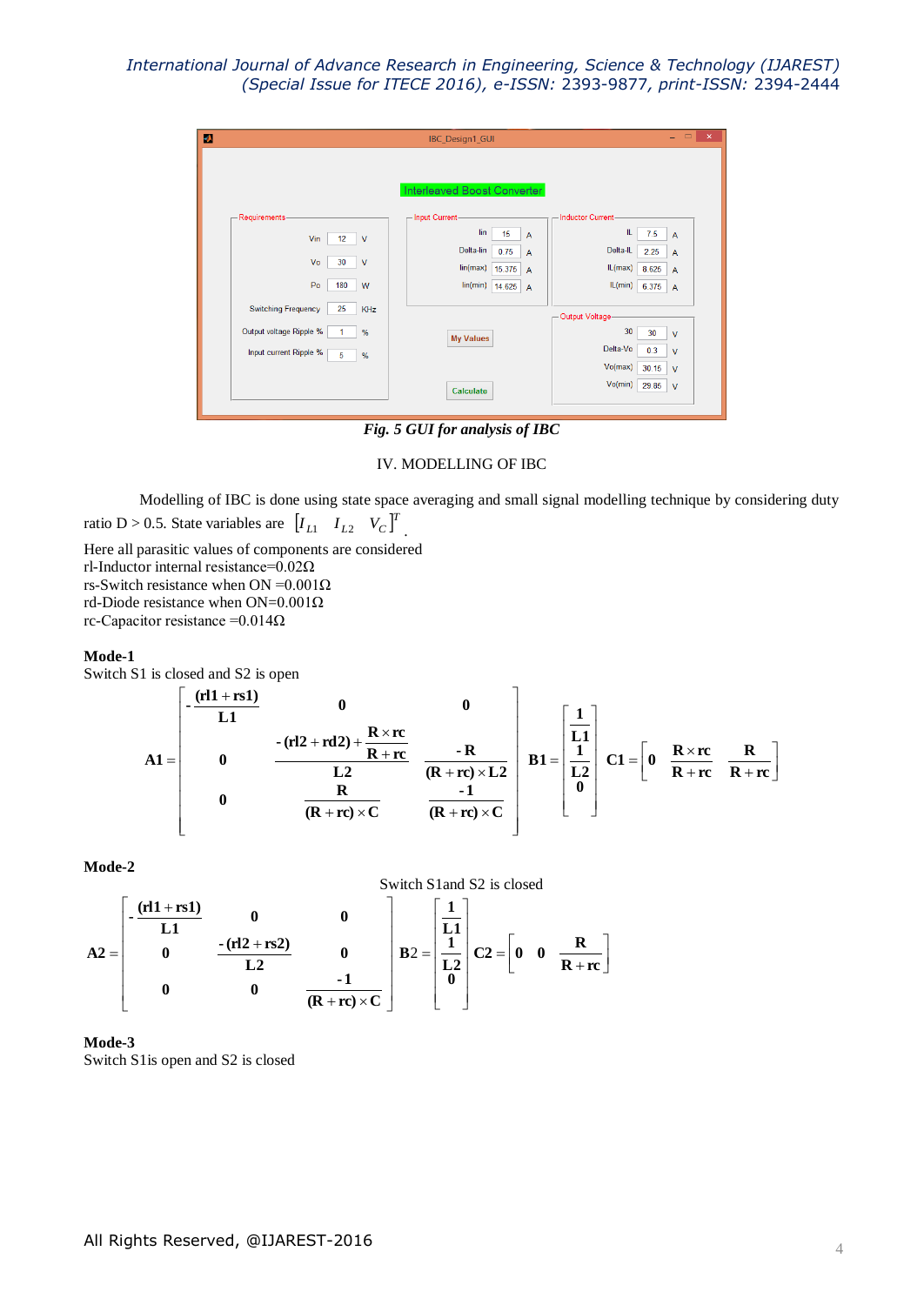Fig. 5 GUI for analysis of IBC

## IV. MODELLING OF IBC

Modelling of IBC is done using state space averaging and small signal modelling technique by considering duty ratio D > 0.5. State variables are $[I_{L1} \quad I_{L2} \quad V_C]^T$.

Here all parasitic values of components are considered
rl-Inductor internal resistance=0.02Ω
rs-Switch resistance when ON =0.001Ω
rd-Diode resistance when ON=0.001Ω
rc-Capacitor resistance =0.014Ω

**Mode-1**
Switch S1 is closed and S2 is open

$$\mathbf{A1} = \begin{bmatrix} -\dfrac{(\mathbf{rl1}+\mathbf{rs1})}{\mathbf{L1}} & \mathbf{0} & \mathbf{0} \\ \mathbf{0} & \dfrac{-(\mathbf{rl2}+\mathbf{rd2})+\dfrac{\mathbf{R}\times\mathbf{rc}}{\mathbf{R}+\mathbf{rc}}}{\mathbf{L2}} & \dfrac{-\mathbf{R}}{(\mathbf{R}+\mathbf{rc})\times\mathbf{L2}} \\ \mathbf{0} & \dfrac{\mathbf{R}}{(\mathbf{R}+\mathbf{rc})\times\mathbf{C}} & \dfrac{-\mathbf{1}}{(\mathbf{R}+\mathbf{rc})\times\mathbf{C}} \end{bmatrix} \quad \mathbf{B1} = \begin{bmatrix} \dfrac{\mathbf{1}}{\mathbf{L1}} \\ \dfrac{\mathbf{1}}{\mathbf{L2}} \\ \mathbf{0} \end{bmatrix} \quad \mathbf{C1} = \begin{bmatrix} \mathbf{0} & \dfrac{\mathbf{R}\times\mathbf{rc}}{\mathbf{R}+\mathbf{rc}} & \dfrac{\mathbf{R}}{\mathbf{R}+\mathbf{rc}} \end{bmatrix}$$

**Mode-2**

Switch S1and S2 is closed

$$\mathbf{A2} = \begin{bmatrix} -\dfrac{(\mathbf{rl1}+\mathbf{rs1})}{\mathbf{L1}} & \mathbf{0} & \mathbf{0} \\ \mathbf{0} & \dfrac{-(\mathbf{rl2}+\mathbf{rs2})}{\mathbf{L2}} & \mathbf{0} \\ \mathbf{0} & \mathbf{0} & \dfrac{-\mathbf{1}}{(\mathbf{R}+\mathbf{rc})\times\mathbf{C}} \end{bmatrix} \quad \mathbf{B2} = \begin{bmatrix} \dfrac{\mathbf{1}}{\mathbf{L1}} \\ \dfrac{\mathbf{1}}{\mathbf{L2}} \\ \mathbf{0} \end{bmatrix} \quad \mathbf{C2} = \begin{bmatrix} \mathbf{0} & \mathbf{0} & \dfrac{\mathbf{R}}{\mathbf{R}+\mathbf{rc}} \end{bmatrix}$$

**Mode-3**
Switch S1is open and S2 is closed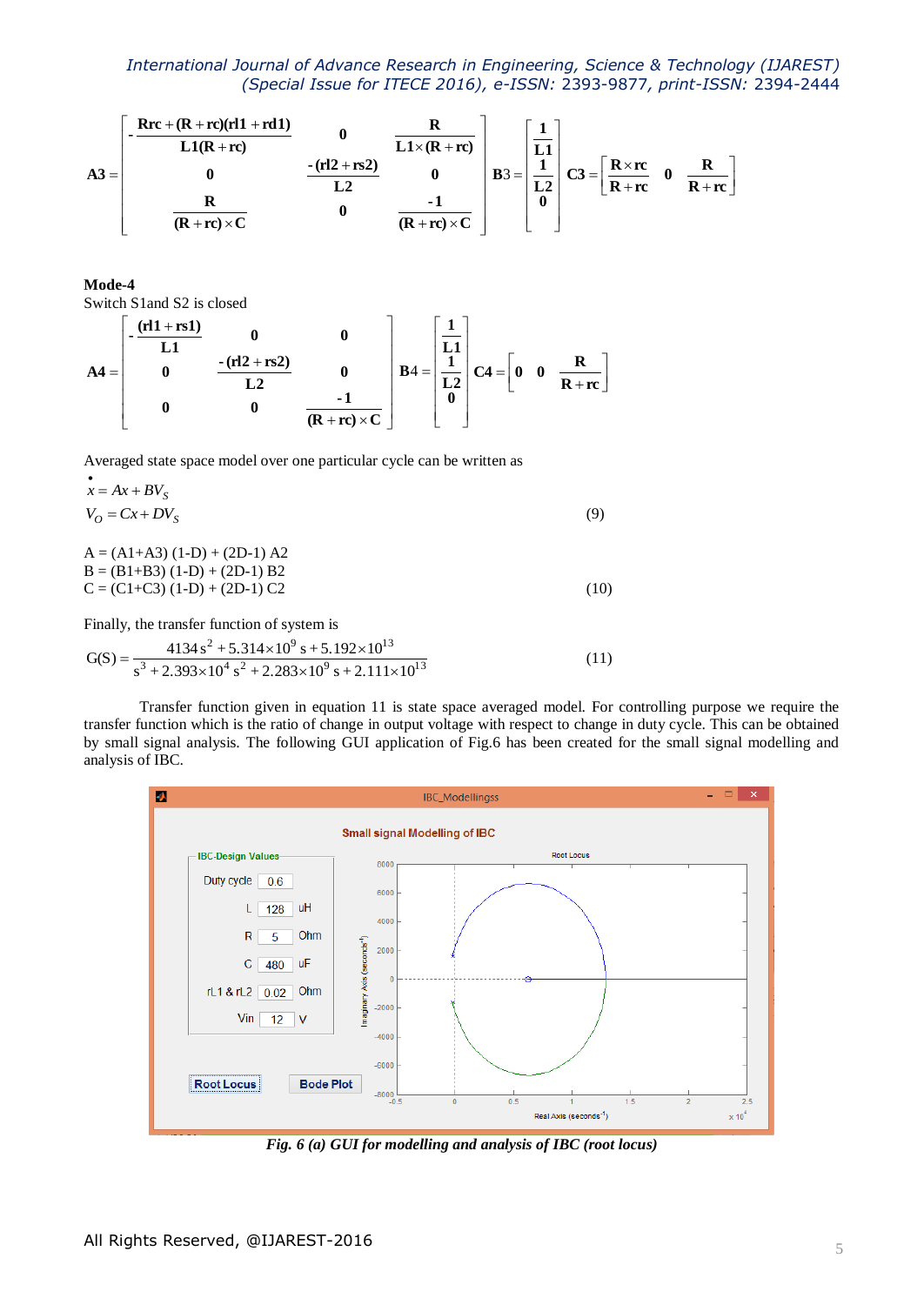$$
A3 = \begin{bmatrix} -\dfrac{Rrc + (R+rc)(rl1 + rd1)}{L1(R+rc)} & 0 & \dfrac{R}{L1 \times (R+rc)} \\ 0 & \dfrac{-(rl2 + rs2)}{L2} & 0 \\ \dfrac{R}{(R+rc)\times C} & 0 & \dfrac{-1}{(R+rc)\times C} \end{bmatrix} \quad B3 = \begin{bmatrix} \dfrac{1}{L1} \\ \dfrac{1}{L2} \\ 0 \end{bmatrix} \quad C3 = \begin{bmatrix} \dfrac{R \times rc}{R+rc} & 0 & \dfrac{R}{R+rc} \end{bmatrix}
$$

**Mode-4**

Switch S1and S2 is closed

$$
A4 = \begin{bmatrix} -\dfrac{(rl1 + rs1)}{L1} & 0 & 0 \\ 0 & \dfrac{-(rl2 + rs2)}{L2} & 0 \\ 0 & 0 & \dfrac{-1}{(R+rc)\times C} \end{bmatrix} \quad B4 = \begin{bmatrix} \dfrac{1}{L1} \\ \dfrac{1}{L2} \\ 0 \end{bmatrix} \quad C4 = \begin{bmatrix} 0 & 0 & \dfrac{R}{R+rc} \end{bmatrix}
$$

Averaged state space model over one particular cycle can be written as

$$
\dot{x} = Ax + BV_S
$$

$$
V_O = Cx + DV_S \qquad (9)
$$

A = (A1+A3) (1-D) + (2D-1) A2
B = (B1+B3) (1-D) + (2D-1) B2
C = (C1+C3) (1-D) + (2D-1) C2 (10)

Finally, the transfer function of system is

$$
G(S) = \frac{4134\,s^2 + 5.314\times10^9\,s + 5.192\times10^{13}}{s^3 + 2.393\times10^4\,s^2 + 2.283\times10^9\,s + 2.111\times10^{13}} \qquad (11)
$$

Transfer function given in equation 11 is state space averaged model. For controlling purpose we require the transfer function which is the ratio of change in output voltage with respect to change in duty cycle. This can be obtained by small signal analysis. The following GUI application of Fig.6 has been created for the small signal modelling and analysis of IBC.

*Fig. 6 (a) GUI for modelling and analysis of IBC (root locus)*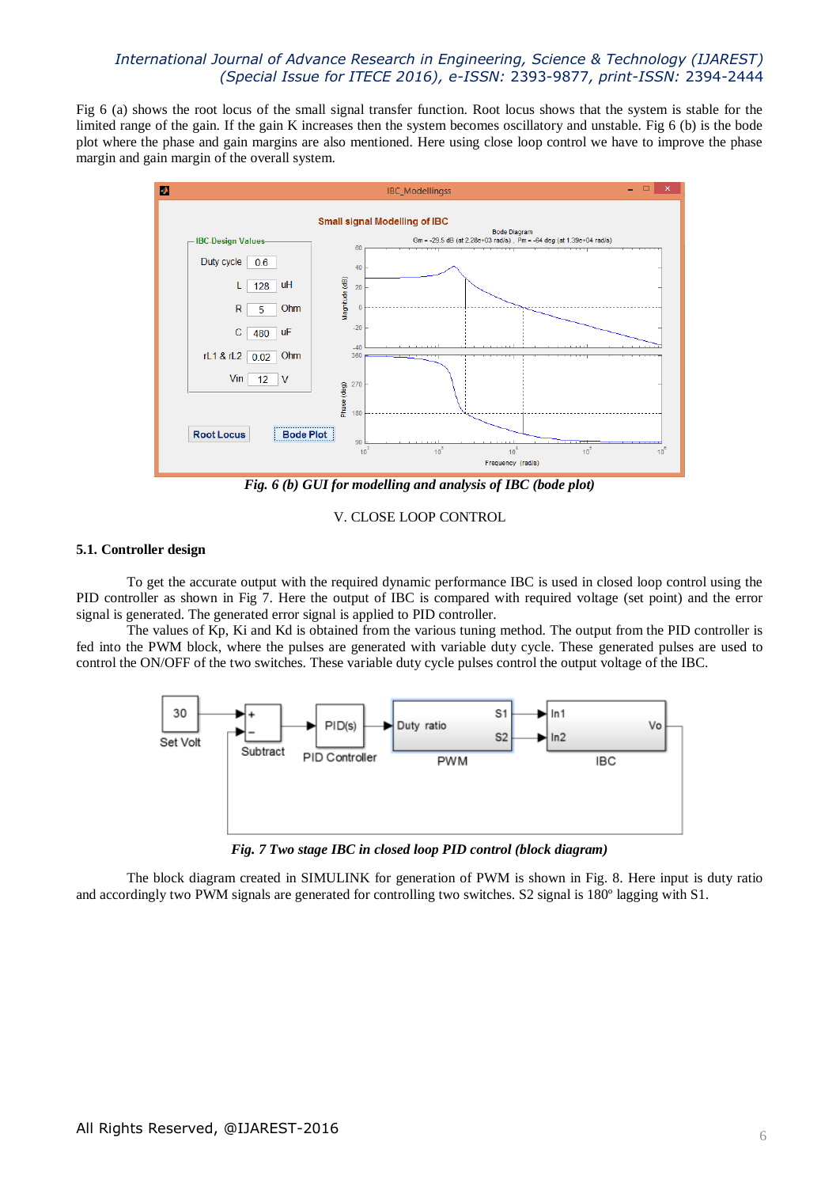Fig 6 (a) shows the root locus of the small signal transfer function. Root locus shows that the system is stable for the limited range of the gain. If the gain K increases then the system becomes oscillatory and unstable. Fig 6 (b) is the bode plot where the phase and gain margins are also mentioned. Here using close loop control we have to improve the phase margin and gain margin of the overall system.

*Fig. 6 (b) GUI for modelling and analysis of IBC (bode plot)*

## V. CLOSE LOOP CONTROL

### 5.1. Controller design

To get the accurate output with the required dynamic performance IBC is used in closed loop control using the PID controller as shown in Fig 7. Here the output of IBC is compared with required voltage (set point) and the error signal is generated. The generated error signal is applied to PID controller.

The values of Kp, Ki and Kd is obtained from the various tuning method. The output from the PID controller is fed into the PWM block, where the pulses are generated with variable duty cycle. These generated pulses are used to control the ON/OFF of the two switches. These variable duty cycle pulses control the output voltage of the IBC.

*Fig. 7 Two stage IBC in closed loop PID control (block diagram)*

The block diagram created in SIMULINK for generation of PWM is shown in Fig. 8. Here input is duty ratio and accordingly two PWM signals are generated for controlling two switches. S2 signal is 180º lagging with S1.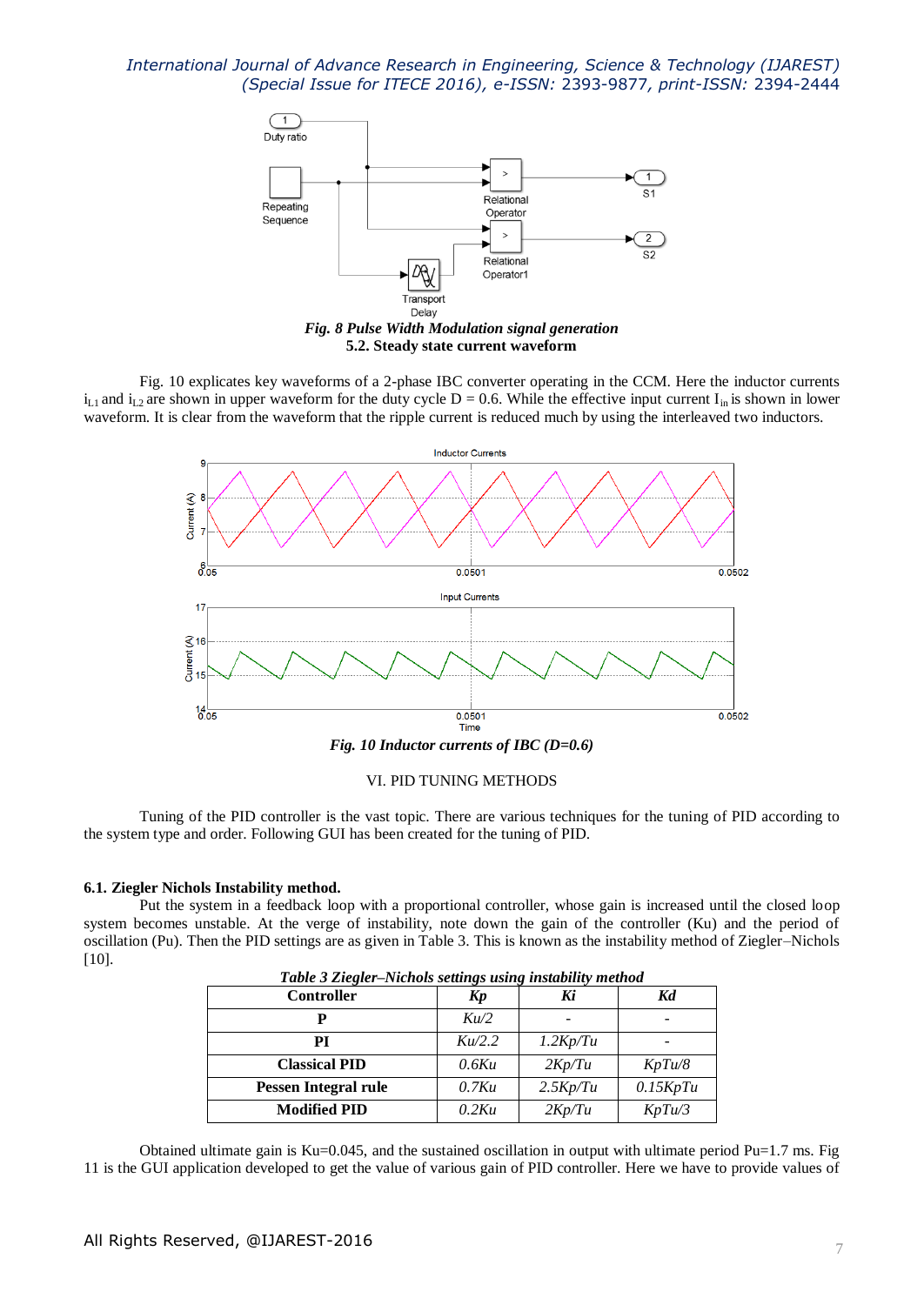*Fig. 8 Pulse Width Modulation signal generation*

**5.2. Steady state current waveform**

Fig. 10 explicates key waveforms of a 2-phase IBC converter operating in the CCM. Here the inductor currents $i_{L1}$ and $i_{L2}$ are shown in upper waveform for the duty cycle D = 0.6. While the effective input current $I_{in}$ is shown in lower waveform. It is clear from the waveform that the ripple current is reduced much by using the interleaved two inductors.

*Fig. 10 Inductor currents of IBC (D=0.6)*

## VI. PID TUNING METHODS

Tuning of the PID controller is the vast topic. There are various techniques for the tuning of PID according to the system type and order. Following GUI has been created for the tuning of PID.

### 6.1. Ziegler Nichols Instability method.

Put the system in a feedback loop with a proportional controller, whose gain is increased until the closed loop system becomes unstable. At the verge of instability, note down the gain of the controller (Ku) and the period of oscillation (Pu). Then the PID settings are as given in Table 3. This is known as the instability method of Ziegler–Nichols [10].

*Table 3 Ziegler–Nichols settings using instability method*

| Controller | *Kp* | *Ki* | *Kd* |
|---|---|---|---|
| **P** | *Ku/2* | - | - |
| **PI** | *Ku/2.2* | *1.2Kp/Tu* | - |
| **Classical PID** | *0.6Ku* | *2Kp/Tu* | *KpTu/8* |
| **Pessen Integral rule** | *0.7Ku* | *2.5Kp/Tu* | *0.15KpTu* |
| **Modified PID** | *0.2Ku* | *2Kp/Tu* | *KpTu/3* |

Obtained ultimate gain is Ku=0.045, and the sustained oscillation in output with ultimate period Pu=1.7 ms. Fig 11 is the GUI application developed to get the value of various gain of PID controller. Here we have to provide values of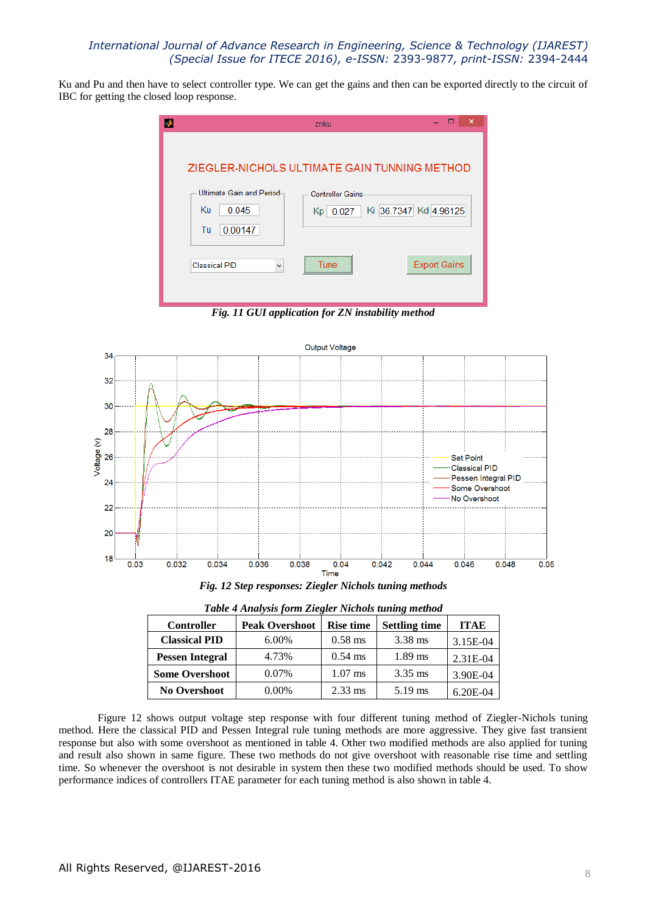Ku and Pu and then have to select controller type. We can get the gains and then can be exported directly to the circuit of IBC for getting the closed loop response.

*Fig. 11 GUI application for ZN instability method*

*Fig. 12 Step responses: Ziegler Nichols tuning methods*

*Table 4 Analysis form Ziegler Nichols tuning method*

| Controller | Peak Overshoot | Rise time | Settling time | ITAE |
|---|---|---|---|---|
| **Classical PID** | 6.00% | 0.58 ms | 3.38 ms | 3.15E-04 |
| **Pessen Integral** | 4.73% | 0.54 ms | 1.89 ms | 2.31E-04 |
| **Some Overshoot** | 0.07% | 1.07 ms | 3.35 ms | 3.90E-04 |
| **No Overshoot** | 0.00% | 2.33 ms | 5.19 ms | 6.20E-04 |

Figure 12 shows output voltage step response with four different tuning method of Ziegler-Nichols tuning method. Here the classical PID and Pessen Integral rule tuning methods are more aggressive. They give fast transient response but also with some overshoot as mentioned in table 4. Other two modified methods are also applied for tuning and result also shown in same figure. These two methods do not give overshoot with reasonable rise time and settling time. So whenever the overshoot is not desirable in system then these two modified methods should be used. To show performance indices of controllers ITAE parameter for each tuning method is also shown in table 4.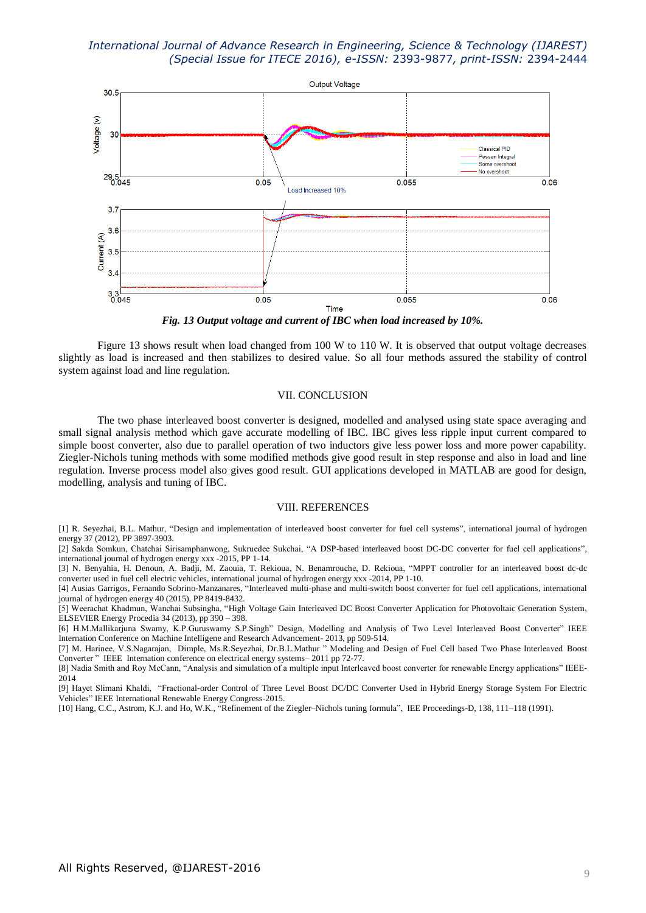Output Voltage

30.5

30

29.5

Voltage (V)

0.045 0.05 0.055 0.06

Classical PID
Pessen Integral
Some overshoot
No overshoot

Load Increased 10%

3.7

3.6

3.5

3.4

3.3

Current (A)

0.045 0.05 0.055 0.06

Time

*Fig. 13 Output voltage and current of IBC when load increased by 10%.*

Figure 13 shows result when load changed from 100 W to 110 W. It is observed that output voltage decreases slightly as load is increased and then stabilizes to desired value. So all four methods assured the stability of control system against load and line regulation.

## VII. CONCLUSION

The two phase interleaved boost converter is designed, modelled and analysed using state space averaging and small signal analysis method which gave accurate modelling of IBC. IBC gives less ripple input current compared to simple boost converter, also due to parallel operation of two inductors give less power loss and more power capability. Ziegler-Nichols tuning methods with some modified methods give good result in step response and also in load and line regulation. Inverse process model also gives good result. GUI applications developed in MATLAB are good for design, modelling, analysis and tuning of IBC.

## VIII. REFERENCES

[1] R. Seyezhai, B.L. Mathur, "Design and implementation of interleaved boost converter for fuel cell systems", international journal of hydrogen energy 37 (2012), PP 3897-3903.

[2] Sakda Somkun, Chatchai Sirisamphanwong, Sukruedee Sukchai, "A DSP-based interleaved boost DC-DC converter for fuel cell applications", international journal of hydrogen energy xxx -2015, PP 1-14.

[3] N. Benyahia, H. Denoun, A. Badji, M. Zaouia, T. Rekioua, N. Benamrouche, D. Rekioua, "MPPT controller for an interleaved boost dc-dc converter used in fuel cell electric vehicles, international journal of hydrogen energy xxx -2014, PP 1-10.

[4] Ausias Garrigos, Fernando Sobrino-Manzanares, "Interleaved multi-phase and multi-switch boost converter for fuel cell applications, international journal of hydrogen energy 40 (2015), PP 8419-8432.

[5] Weerachat Khadmun, Wanchai Subsingha, "High Voltage Gain Interleaved DC Boost Converter Application for Photovoltaic Generation System, ELSEVIER Energy Procedia 34 (2013), pp 390 – 398.

[6] H.M.Mallikarjuna Swamy, K.P.Guruswamy S.P.Singh" Design, Modelling and Analysis of Two Level Interleaved Boost Converter" IEEE Internation Conference on Machine Intelligene and Research Advancement- 2013, pp 509-514.

[7] M. Harinee, V.S.Nagarajan, Dimple, Ms.R.Seyezhai, Dr.B.L.Mathur " Modeling and Design of Fuel Cell based Two Phase Interleaved Boost Converter " IEEE Internation conference on electrical energy systems– 2011 pp 72-77.

[8] Nadia Smith and Roy McCann, "Analysis and simulation of a multiple input Interleaved boost converter for renewable Energy applications" IEEE-2014

[9] Hayet Slimani Khaldi, "Fractional-order Control of Three Level Boost DC/DC Converter Used in Hybrid Energy Storage System For Electric Vehicles" IEEE International Renewable Energy Congress-2015.

[10] Hang, C.C., Astrom, K.J. and Ho, W.K., "Refinement of the Ziegler–Nichols tuning formula", IEE Proceedings-D, 138, 111–118 (1991).